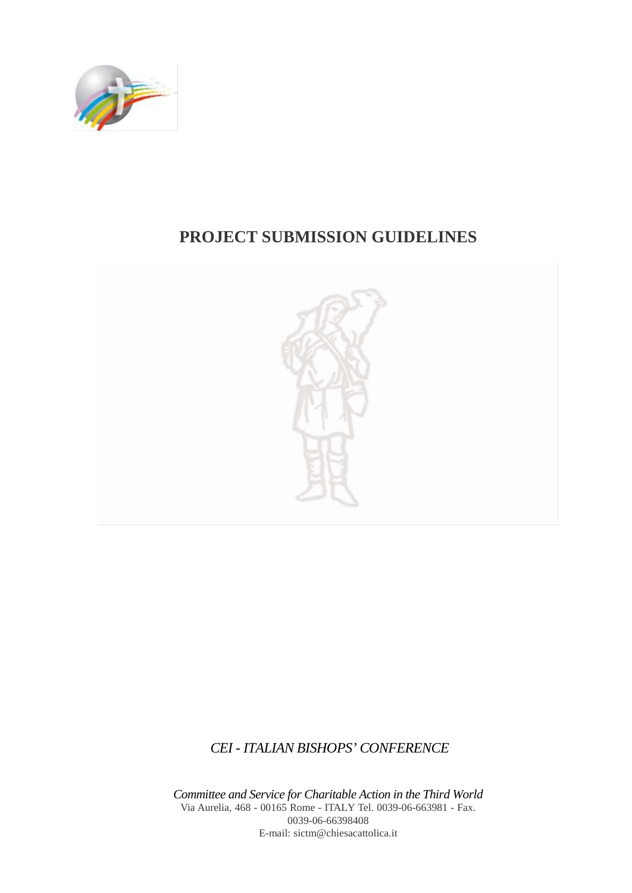# PROJECT SUBMISSION GUIDELINES

*CEI - ITALIAN BISHOPS' CONFERENCE*

*Committee and Service for Charitable Action in the Third World*
Via Aurelia, 468 - 00165 Rome - ITALY Tel. 0039-06-663981 - Fax. 0039-06-66398408
E-mail: sictm@chiesacattolica.it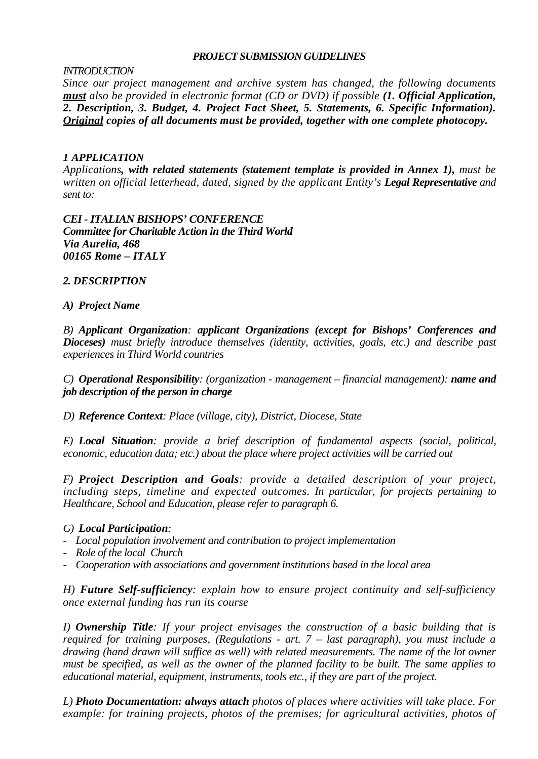***PROJECT SUBMISSION GUIDELINES***

*INTRODUCTION*

*Since our project management and archive system has changed, the following documents **must** also be provided in electronic format (CD or DVD) if possible **(1. Official Application, 2. Description, 3. Budget, 4. Project Fact Sheet, 5. Statements, 6. Specific Information). Original copies of all documents must be provided, together with one complete photocopy.***

***1 APPLICATION***

*Applications**, with related statements (statement template is provided in Annex 1),** must be written on official letterhead, dated, signed by the applicant Entity's **Legal Representative** and sent to:*

***CEI - ITALIAN BISHOPS' CONFERENCE***
***Committee for Charitable Action in the Third World***
***Via Aurelia, 468***
***00165 Rome – ITALY***

***2. DESCRIPTION***

***A) Project Name***

*B) **Applicant Organization**: **applicant Organizations (except for Bishops' Conferences and Dioceses)** must briefly introduce themselves (identity, activities, goals, etc.) and describe past experiences in Third World countries*

*C) **Operational Responsibility**: (organization - management – financial management): **name and job description of the person in charge***

*D) **Reference Context**: Place (village, city), District, Diocese, State*

*E) **Local Situation**: provide a brief description of fundamental aspects (social, political, economic, education data; etc.) about the place where project activities will be carried out*

*F) **Project Description and Goals**: provide a detailed description of your project, including steps, timeline and expected outcomes. In particular, for projects pertaining to Healthcare, School and Education, please refer to paragraph 6.*

*G) **Local Participation**:*

- *Local population involvement and contribution to project implementation*
- *Role of the local Church*
- *Cooperation with associations and government institutions based in the local area*

*H) **Future Self-sufficiency**: explain how to ensure project continuity and self-sufficiency once external funding has run its course*

*I) **Ownership Title**: If your project envisages the construction of a basic building that is required for training purposes, (Regulations - art. 7 – last paragraph), you must include a drawing (hand drawn will suffice as well) with related measurements. The name of the lot owner must be specified, as well as the owner of the planned facility to be built. The same applies to educational material, equipment, instruments, tools etc., if they are part of the project.*

*L) **Photo Documentation: always attach** photos of places where activities will take place. For example: for training projects, photos of the premises; for agricultural activities, photos of*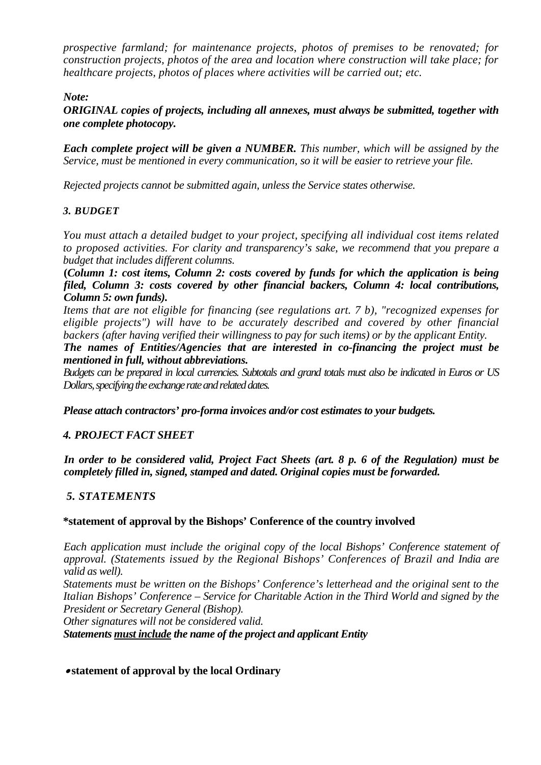*prospective farmland; for maintenance projects, photos of premises to be renovated; for construction projects, photos of the area and location where construction will take place; for healthcare projects, photos of places where activities will be carried out; etc.*

***Note:***

***ORIGINAL copies of projects, including all annexes, must always be submitted, together with one complete photocopy.***

***Each complete project will be given a NUMBER.*** *This number, which will be assigned by the Service, must be mentioned in every communication, so it will be easier to retrieve your file.*

*Rejected projects cannot be submitted again, unless the Service states otherwise.*

### *3. BUDGET*

*You must attach a detailed budget to your project, specifying all individual cost items related to proposed activities. For clarity and transparency's sake, we recommend that you prepare a budget that includes different columns.*

**(*Column 1: cost items, Column 2: costs covered by funds for which the application is being filed, Column 3: costs covered by other financial backers, Column 4: local contributions, Column 5: own funds).***

*Items that are not eligible for financing (see regulations art. 7 b), "recognized expenses for eligible projects") will have to be accurately described and covered by other financial backers (after having verified their willingness to pay for such items) or by the applicant Entity.*

***The names of Entities/Agencies that are interested in co-financing the project must be mentioned in full, without abbreviations.***

*Budgets can be prepared in local currencies. Subtotals and grand totals must also be indicated in Euros or US Dollars, specifying the exchange rate and related dates.*

***Please attach contractors' pro-forma invoices and/or cost estimates to your budgets.***

### *4. PROJECT FACT SHEET*

***In order to be considered valid, Project Fact Sheets (art. 8 p. 6 of the Regulation) must be completely filled in, signed, stamped and dated. Original copies must be forwarded.***

### *5. STATEMENTS*

**\*statement of approval by the Bishops' Conference of the country involved**

*Each application must include the original copy of the local Bishops' Conference statement of approval. (Statements issued by the Regional Bishops' Conferences of Brazil and India are valid as well).*

*Statements must be written on the Bishops' Conference's letterhead and the original sent to the Italian Bishops' Conference – Service for Charitable Action in the Third World and signed by the President or Secretary General (Bishop).*

*Other signatures will not be considered valid.*

***Statements <u>must include</u> the name of the project and applicant Entity***

- **statement of approval by the local Ordinary**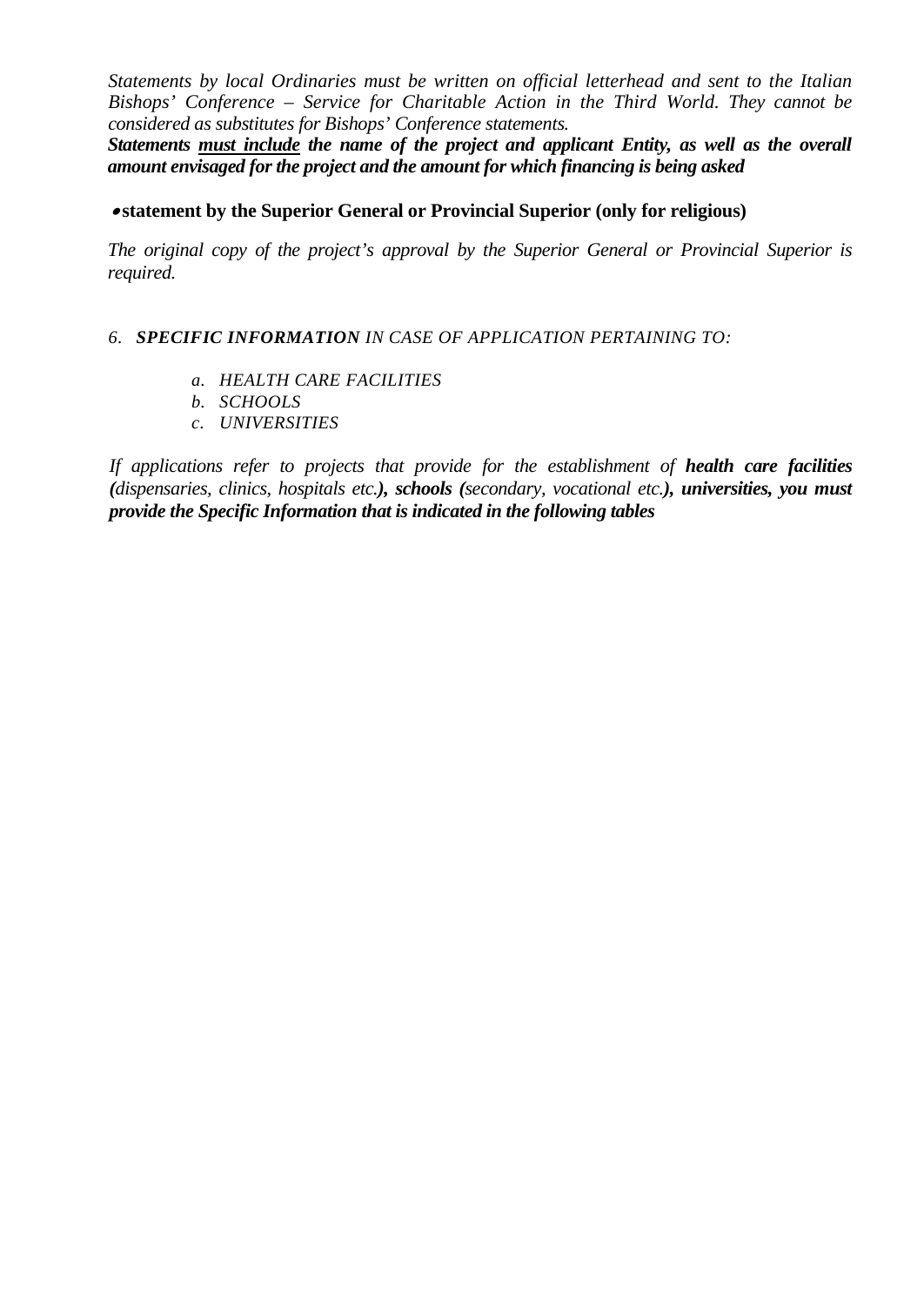*Statements by local Ordinaries must be written on official letterhead and sent to the Italian Bishops' Conference – Service for Charitable Action in the Third World. They cannot be considered as substitutes for Bishops' Conference statements.*

***Statements <u>must include</u> the name of the project and applicant Entity, as well as the overall amount envisaged for the project and the amount for which financing is being asked***

- **statement by the Superior General or Provincial Superior (only for religious)**

*The original copy of the project's approval by the Superior General or Provincial Superior is required.*

*6. **SPECIFIC INFORMATION** IN CASE OF APPLICATION PERTAINING TO:*

*a. HEALTH CARE FACILITIES*
*b. SCHOOLS*
*c. UNIVERSITIES*

*If applications refer to projects that provide for the establishment of **health care facilities (**dispensaries, clinics, hospitals etc.**), schools (**secondary, vocational etc.**), universities, you must provide the Specific Information that is indicated in the following tables***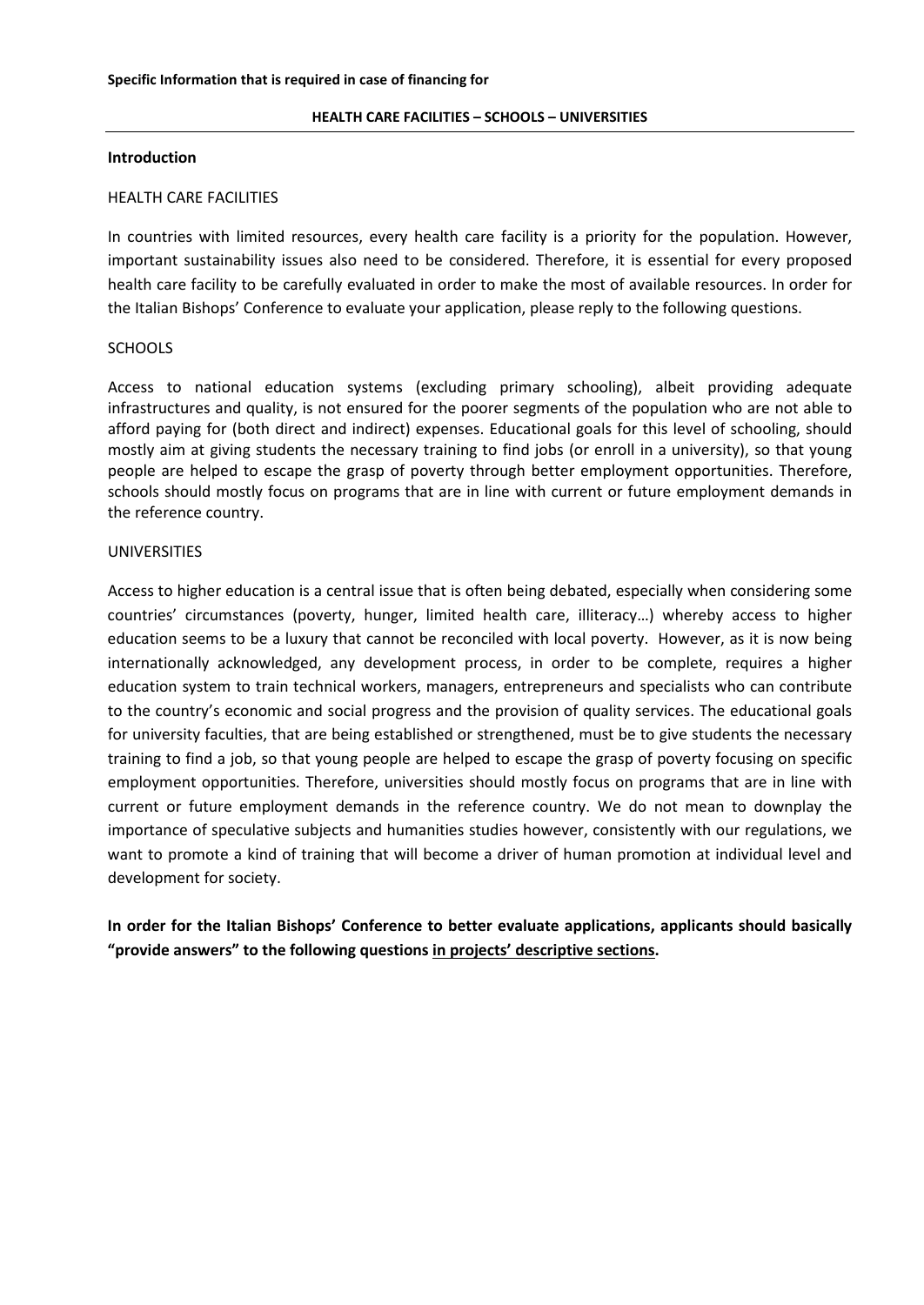**Specific Information that is required in case of financing for**

**HEALTH CARE FACILITIES – SCHOOLS – UNIVERSITIES**

## Introduction

HEALTH CARE FACILITIES

In countries with limited resources, every health care facility is a priority for the population. However, important sustainability issues also need to be considered. Therefore, it is essential for every proposed health care facility to be carefully evaluated in order to make the most of available resources. In order for the Italian Bishops' Conference to evaluate your application, please reply to the following questions.

SCHOOLS

Access to national education systems (excluding primary schooling), albeit providing adequate infrastructures and quality, is not ensured for the poorer segments of the population who are not able to afford paying for (both direct and indirect) expenses. Educational goals for this level of schooling, should mostly aim at giving students the necessary training to find jobs (or enroll in a university), so that young people are helped to escape the grasp of poverty through better employment opportunities. Therefore, schools should mostly focus on programs that are in line with current or future employment demands in the reference country.

UNIVERSITIES

Access to higher education is a central issue that is often being debated, especially when considering some countries' circumstances (poverty, hunger, limited health care, illiteracy…) whereby access to higher education seems to be a luxury that cannot be reconciled with local poverty. However, as it is now being internationally acknowledged, any development process, in order to be complete, requires a higher education system to train technical workers, managers, entrepreneurs and specialists who can contribute to the country's economic and social progress and the provision of quality services. The educational goals for university faculties, that are being established or strengthened, must be to give students the necessary training to find a job, so that young people are helped to escape the grasp of poverty focusing on specific employment opportunities. Therefore, universities should mostly focus on programs that are in line with current or future employment demands in the reference country. We do not mean to downplay the importance of speculative subjects and humanities studies however, consistently with our regulations, we want to promote a kind of training that will become a driver of human promotion at individual level and development for society.

**In order for the Italian Bishops' Conference to better evaluate applications, applicants should basically "provide answers" to the following questions <u>in projects' descriptive sections</u>.**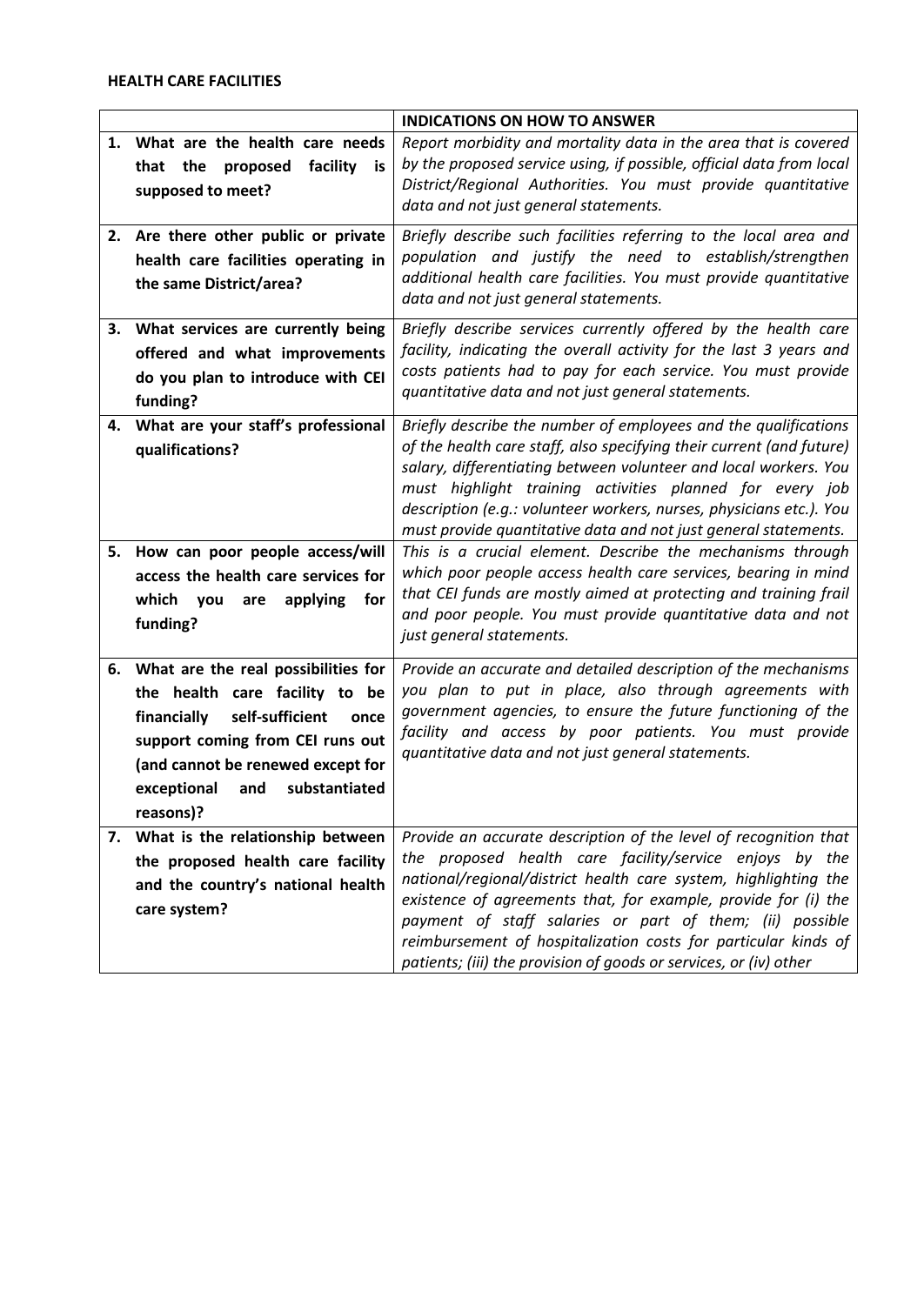**HEALTH CARE FACILITIES**

| | **INDICATIONS ON HOW TO ANSWER** |
|---|---|
| **1. What are the health care needs that the proposed facility is supposed to meet?** | *Report morbidity and mortality data in the area that is covered by the proposed service using, if possible, official data from local District/Regional Authorities. You must provide quantitative data and not just general statements.* |
| **2. Are there other public or private health care facilities operating in the same District/area?** | *Briefly describe such facilities referring to the local area and population and justify the need to establish/strengthen additional health care facilities. You must provide quantitative data and not just general statements.* |
| **3. What services are currently being offered and what improvements do you plan to introduce with CEI funding?** | *Briefly describe services currently offered by the health care facility, indicating the overall activity for the last 3 years and costs patients had to pay for each service. You must provide quantitative data and not just general statements.* |
| **4. What are your staff's professional qualifications?** | *Briefly describe the number of employees and the qualifications of the health care staff, also specifying their current (and future) salary, differentiating between volunteer and local workers. You must highlight training activities planned for every job description (e.g.: volunteer workers, nurses, physicians etc.). You must provide quantitative data and not just general statements.* |
| **5. How can poor people access/will access the health care services for which you are applying for funding?** | *This is a crucial element. Describe the mechanisms through which poor people access health care services, bearing in mind that CEI funds are mostly aimed at protecting and training frail and poor people. You must provide quantitative data and not just general statements.* |
| **6. What are the real possibilities for the health care facility to be financially self-sufficient once support coming from CEI runs out (and cannot be renewed except for exceptional and substantiated reasons)?** | *Provide an accurate and detailed description of the mechanisms you plan to put in place, also through agreements with government agencies, to ensure the future functioning of the facility and access by poor patients. You must provide quantitative data and not just general statements.* |
| **7. What is the relationship between the proposed health care facility and the country's national health care system?** | *Provide an accurate description of the level of recognition that the proposed health care facility/service enjoys by the national/regional/district health care system, highlighting the existence of agreements that, for example, provide for (i) the payment of staff salaries or part of them; (ii) possible reimbursement of hospitalization costs for particular kinds of patients; (iii) the provision of goods or services, or (iv) other* |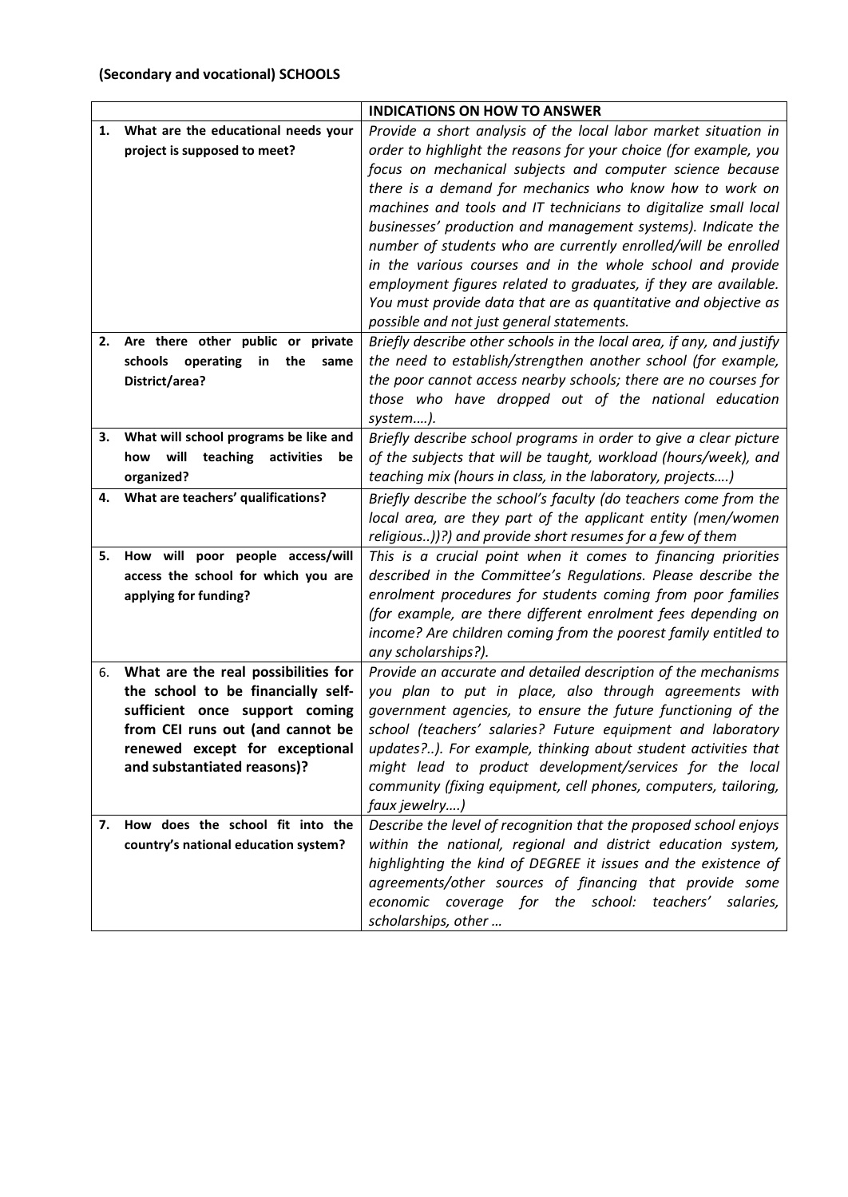**(Secondary and vocational) SCHOOLS**

| | **INDICATIONS ON HOW TO ANSWER** |
|---|---|
| **1. What are the educational needs your project is supposed to meet?** | *Provide a short analysis of the local labor market situation in order to highlight the reasons for your choice (for example, you focus on mechanical subjects and computer science because there is a demand for mechanics who know how to work on machines and tools and IT technicians to digitalize small local businesses' production and management systems). Indicate the number of students who are currently enrolled/will be enrolled in the various courses and in the whole school and provide employment figures related to graduates, if they are available. You must provide data that are as quantitative and objective as possible and not just general statements.* |
| **2. Are there other public or private schools operating in the same District/area?** | *Briefly describe other schools in the local area, if any, and justify the need to establish/strengthen another school (for example, the poor cannot access nearby schools; there are no courses for those who have dropped out of the national education system….).* |
| **3. What will school programs be like and how will teaching activities be organized?** | *Briefly describe school programs in order to give a clear picture of the subjects that will be taught, workload (hours/week), and teaching mix (hours in class, in the laboratory, projects….)* |
| **4. What are teachers' qualifications?** | *Briefly describe the school's faculty (do teachers come from the local area, are they part of the applicant entity (men/women religious..))?) and provide short resumes for a few of them* |
| **5. How will poor people access/will access the school for which you are applying for funding?** | *This is a crucial point when it comes to financing priorities described in the Committee's Regulations. Please describe the enrolment procedures for students coming from poor families (for example, are there different enrolment fees depending on income? Are children coming from the poorest family entitled to any scholarships?).* |
| 6. **What are the real possibilities for the school to be financially self-sufficient once support coming from CEI runs out (and cannot be renewed except for exceptional and substantiated reasons)?** | *Provide an accurate and detailed description of the mechanisms you plan to put in place, also through agreements with government agencies, to ensure the future functioning of the school (teachers' salaries? Future equipment and laboratory updates?..). For example, thinking about student activities that might lead to product development/services for the local community (fixing equipment, cell phones, computers, tailoring, faux jewelry….)* |
| **7. How does the school fit into the country's national education system?** | *Describe the level of recognition that the proposed school enjoys within the national, regional and district education system, highlighting the kind of DEGREE it issues and the existence of agreements/other sources of financing that provide some economic coverage for the school: teachers' salaries, scholarships, other …* |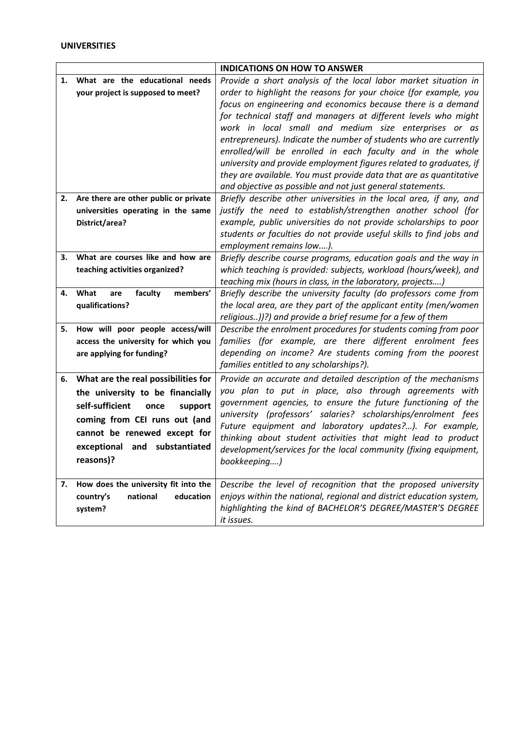**UNIVERSITIES**

| | **INDICATIONS ON HOW TO ANSWER** |
|---|---|
| **1. What are the educational needs your project is supposed to meet?** | *Provide a short analysis of the local labor market situation in order to highlight the reasons for your choice (for example, you focus on engineering and economics because there is a demand for technical staff and managers at different levels who might work in local small and medium size enterprises or as entrepreneurs). Indicate the number of students who are currently enrolled/will be enrolled in each faculty and in the whole university and provide employment figures related to graduates, if they are available. You must provide data that are as quantitative and objective as possible and not just general statements.* |
| **2. Are there are other public or private universities operating in the same District/area?** | *Briefly describe other universities in the local area, if any, and justify the need to establish/strengthen another school (for example, public universities do not provide scholarships to poor students or faculties do not provide useful skills to find jobs and employment remains low….).* |
| **3. What are courses like and how are teaching activities organized?** | *Briefly describe course programs, education goals and the way in which teaching is provided: subjects, workload (hours/week), and teaching mix (hours in class, in the laboratory, projects….)* |
| **4. What are faculty members' qualifications?** | *Briefly describe the university faculty (do professors come from the local area, are they part of the applicant entity (men/women religious..))?) and provide a brief resume for a few of them* |
| **5. How will poor people access/will access the university for which you are applying for funding?** | *Describe the enrolment procedures for students coming from poor families (for example, are there different enrolment fees depending on income? Are students coming from the poorest families entitled to any scholarships?).* |
| **6. What are the real possibilities for the university to be financially self-sufficient once support coming from CEI runs out (and cannot be renewed except for exceptional and substantiated reasons)?** | *Provide an accurate and detailed description of the mechanisms you plan to put in place, also through agreements with government agencies, to ensure the future functioning of the university (professors' salaries? scholarships/enrolment fees Future equipment and laboratory updates?…). For example, thinking about student activities that might lead to product development/services for the local community (fixing equipment, bookkeeping….)* |
| **7. How does the university fit into the country's national education system?** | *Describe the level of recognition that the proposed university enjoys within the national, regional and district education system, highlighting the kind of BACHELOR'S DEGREE/MASTER'S DEGREE it issues.* |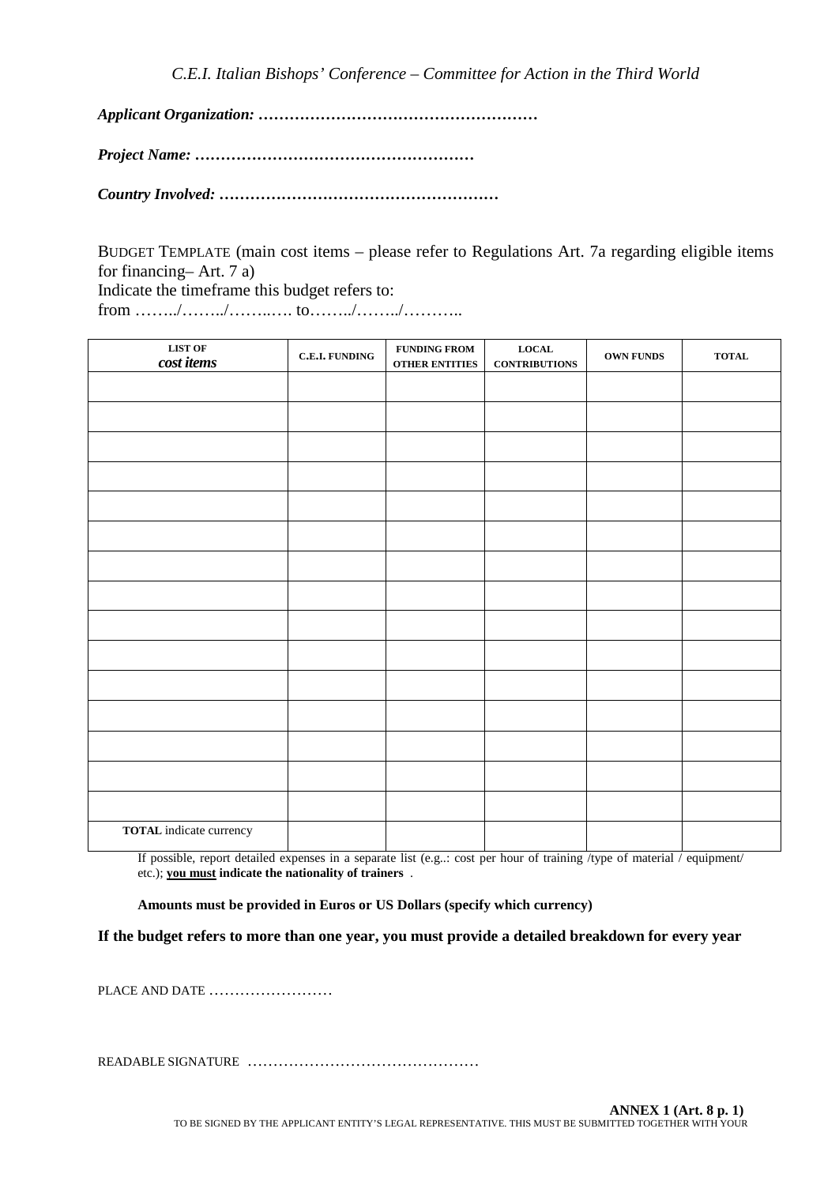*C.E.I. Italian Bishops' Conference – Committee for Action in the Third World*

***Applicant Organization: ………………………………………………***

***Project Name: ………………………………………………***

***Country Involved: ………………………………………………***

BUDGET TEMPLATE (main cost items – please refer to Regulations Art. 7a regarding eligible items for financing– Art. 7 a)
Indicate the timeframe this budget refers to:
from ……../……../……..…. to……../……../………..

| LIST OF *cost items* | C.E.I. FUNDING | FUNDING FROM OTHER ENTITIES | LOCAL CONTRIBUTIONS | OWN FUNDS | TOTAL |
|---|---|---|---|---|---|
| | | | | | |
| | | | | | |
| | | | | | |
| | | | | | |
| | | | | | |
| | | | | | |
| | | | | | |
| | | | | | |
| | | | | | |
| | | | | | |
| | | | | | |
| | | | | | |
| | | | | | |
| | | | | | |
| | | | | | |
| **TOTAL** indicate currency | | | | | |

If possible, report detailed expenses in a separate list (e.g..: cost per hour of training /type of material / equipment/ etc.); **you must indicate the nationality of trainers** .

**Amounts must be provided in Euros or US Dollars (specify which currency)**

**If the budget refers to more than one year, you must provide a detailed breakdown for every year**

PLACE AND DATE ……………………

READABLE SIGNATURE ………………………………………

**ANNEX 1 (Art. 8 p. 1)**

TO BE SIGNED BY THE APPLICANT ENTITY'S LEGAL REPRESENTATIVE. THIS MUST BE SUBMITTED TOGETHER WITH YOUR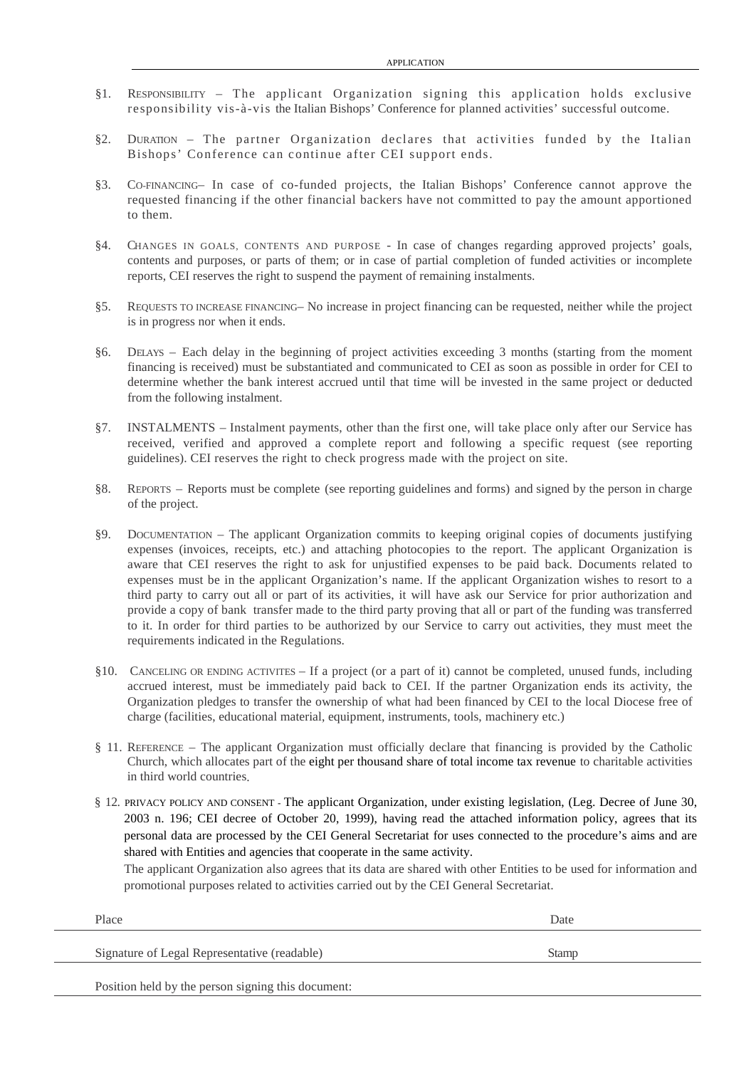§1. RESPONSIBILITY – The applicant Organization signing this application holds exclusive responsibility vis-à-vis the Italian Bishops' Conference for planned activities' successful outcome.

§2. DURATION – The partner Organization declares that activities funded by the Italian Bishops' Conference can continue after CEI support ends.

§3. CO-FINANCING– In case of co-funded projects, the Italian Bishops' Conference cannot approve the requested financing if the other financial backers have not committed to pay the amount apportioned to them.

§4. CHANGES IN GOALS, CONTENTS AND PURPOSE - In case of changes regarding approved projects' goals, contents and purposes, or parts of them; or in case of partial completion of funded activities or incomplete reports, CEI reserves the right to suspend the payment of remaining instalments.

§5. REQUESTS TO INCREASE FINANCING– No increase in project financing can be requested, neither while the project is in progress nor when it ends.

§6. DELAYS – Each delay in the beginning of project activities exceeding 3 months (starting from the moment financing is received) must be substantiated and communicated to CEI as soon as possible in order for CEI to determine whether the bank interest accrued until that time will be invested in the same project or deducted from the following instalment.

§7. INSTALMENTS – Instalment payments, other than the first one, will take place only after our Service has received, verified and approved a complete report and following a specific request (see reporting guidelines). CEI reserves the right to check progress made with the project on site.

§8. REPORTS – Reports must be complete (see reporting guidelines and forms) and signed by the person in charge of the project.

§9. DOCUMENTATION – The applicant Organization commits to keeping original copies of documents justifying expenses (invoices, receipts, etc.) and attaching photocopies to the report. The applicant Organization is aware that CEI reserves the right to ask for unjustified expenses to be paid back. Documents related to expenses must be in the applicant Organization's name. If the applicant Organization wishes to resort to a third party to carry out all or part of its activities, it will have ask our Service for prior authorization and provide a copy of bank transfer made to the third party proving that all or part of the funding was transferred to it. In order for third parties to be authorized by our Service to carry out activities, they must meet the requirements indicated in the Regulations.

§10. CANCELING OR ENDING ACTIVITES – If a project (or a part of it) cannot be completed, unused funds, including accrued interest, must be immediately paid back to CEI. If the partner Organization ends its activity, the Organization pledges to transfer the ownership of what had been financed by CEI to the local Diocese free of charge (facilities, educational material, equipment, instruments, tools, machinery etc.)

§ 11. REFERENCE – The applicant Organization must officially declare that financing is provided by the Catholic Church, which allocates part of the eight per thousand share of total income tax revenue to charitable activities in third world countries.

§ 12. PRIVACY POLICY AND CONSENT - The applicant Organization, under existing legislation, (Leg. Decree of June 30, 2003 n. 196; CEI decree of October 20, 1999), having read the attached information policy, agrees that its personal data are processed by the CEI General Secretariat for uses connected to the procedure's aims and are shared with Entities and agencies that cooperate in the same activity.

The applicant Organization also agrees that its data are shared with other Entities to be used for information and promotional purposes related to activities carried out by the CEI General Secretariat.

| Place | Date |
|---|---|
| Signature of Legal Representative (readable) | Stamp |

Position held by the person signing this document: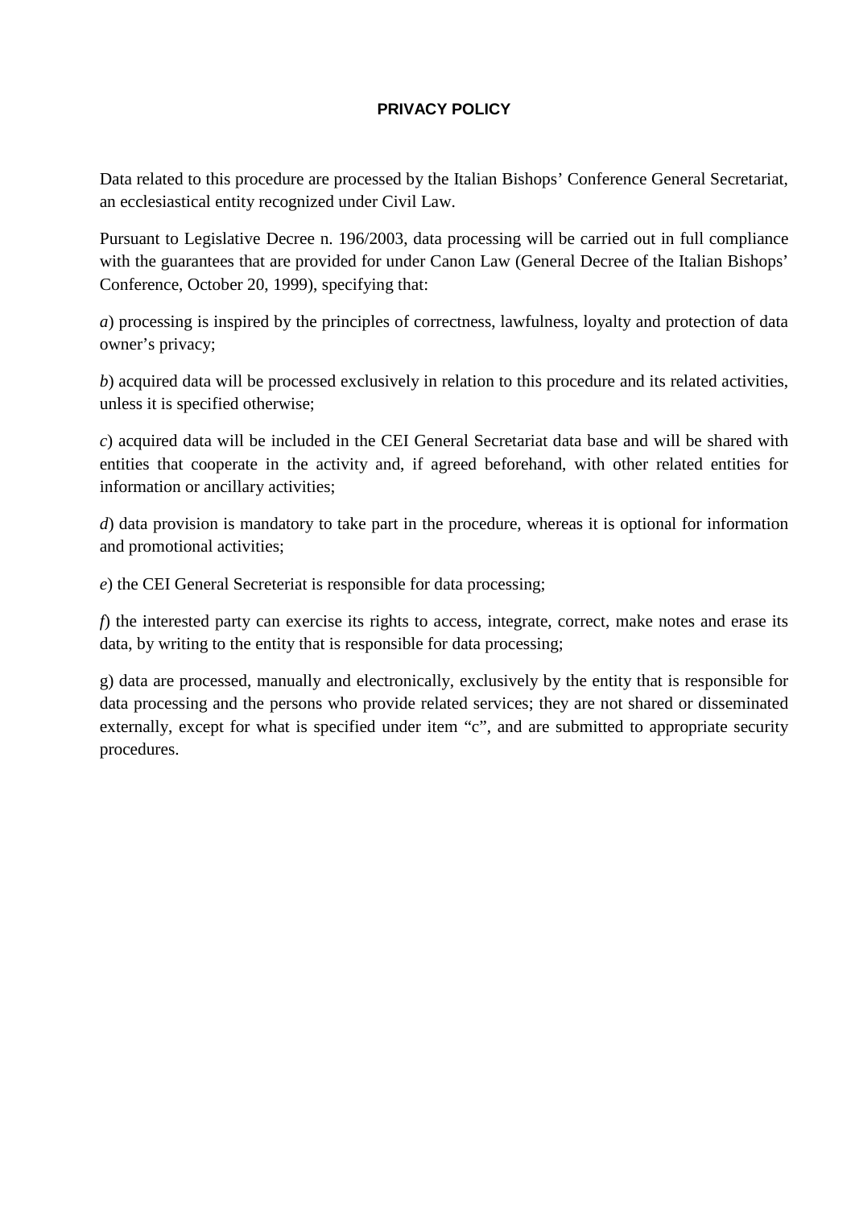## PRIVACY POLICY

Data related to this procedure are processed by the Italian Bishops' Conference General Secretariat, an ecclesiastical entity recognized under Civil Law.

Pursuant to Legislative Decree n. 196/2003, data processing will be carried out in full compliance with the guarantees that are provided for under Canon Law (General Decree of the Italian Bishops' Conference, October 20, 1999), specifying that:

*a*) processing is inspired by the principles of correctness, lawfulness, loyalty and protection of data owner's privacy;

*b*) acquired data will be processed exclusively in relation to this procedure and its related activities, unless it is specified otherwise;

*c*) acquired data will be included in the CEI General Secretariat data base and will be shared with entities that cooperate in the activity and, if agreed beforehand, with other related entities for information or ancillary activities;

*d*) data provision is mandatory to take part in the procedure, whereas it is optional for information and promotional activities;

*e*) the CEI General Secreteriat is responsible for data processing;

*f*) the interested party can exercise its rights to access, integrate, correct, make notes and erase its data, by writing to the entity that is responsible for data processing;

g) data are processed, manually and electronically, exclusively by the entity that is responsible for data processing and the persons who provide related services; they are not shared or disseminated externally, except for what is specified under item "c", and are submitted to appropriate security procedures.